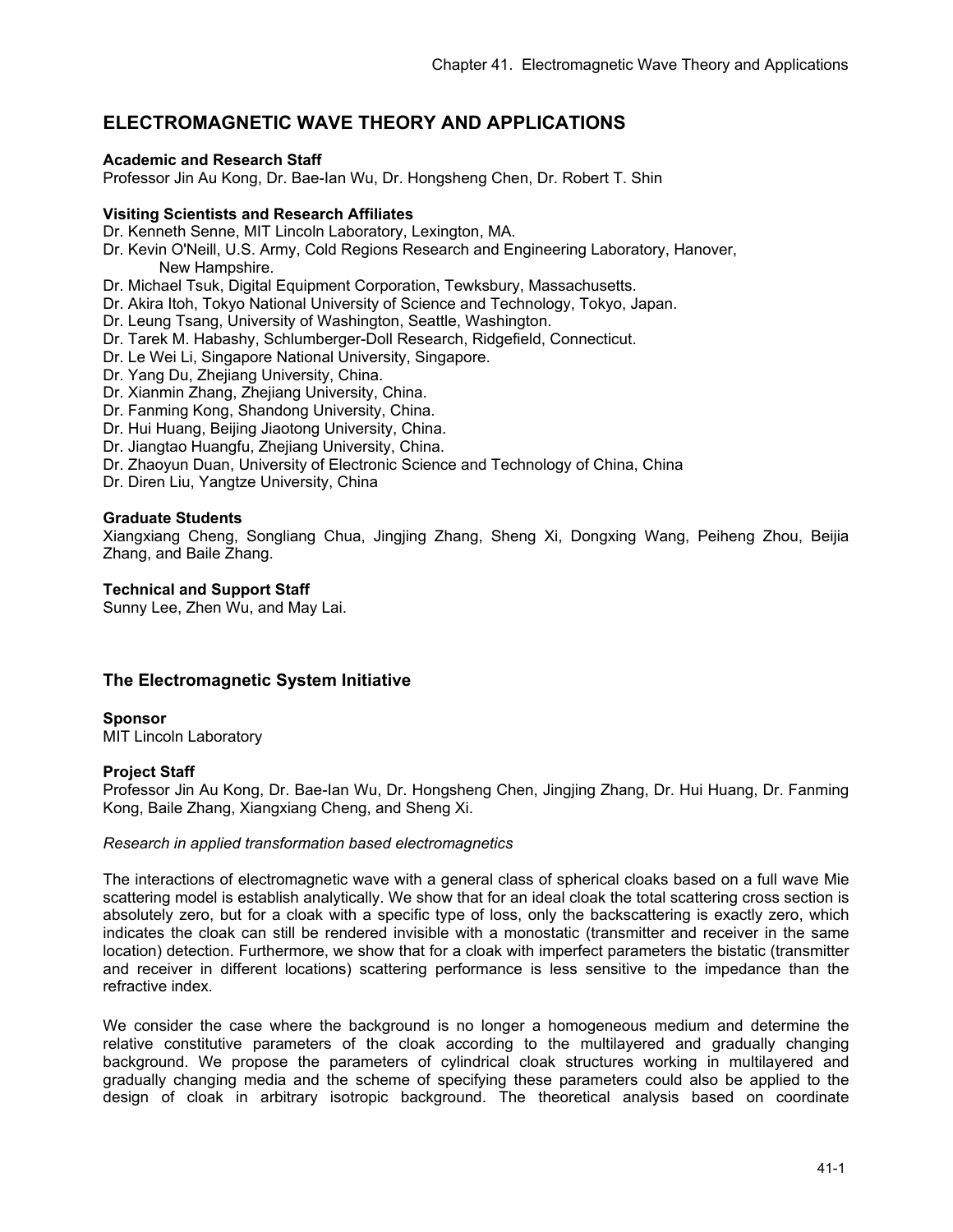# ELECTROMAGNETIC WAVE THEORY AND APPLICATIONS

**Academic and Research Staff**
Professor Jin Au Kong, Dr. Bae-Ian Wu, Dr. Hongsheng Chen, Dr. Robert T. Shin

**Visiting Scientists and Research Affiliates**
Dr. Kenneth Senne, MIT Lincoln Laboratory, Lexington, MA.
Dr. Kevin O'Neill, U.S. Army, Cold Regions Research and Engineering Laboratory, Hanover, New Hampshire.
Dr. Michael Tsuk, Digital Equipment Corporation, Tewksbury, Massachusetts.
Dr. Akira Itoh, Tokyo National University of Science and Technology, Tokyo, Japan.
Dr. Leung Tsang, University of Washington, Seattle, Washington.
Dr. Tarek M. Habashy, Schlumberger-Doll Research, Ridgefield, Connecticut.
Dr. Le Wei Li, Singapore National University, Singapore.
Dr. Yang Du, Zhejiang University, China.
Dr. Xianmin Zhang, Zhejiang University, China.
Dr. Fanming Kong, Shandong University, China.
Dr. Hui Huang, Beijing Jiaotong University, China.
Dr. Jiangtao Huangfu, Zhejiang University, China.
Dr. Zhaoyun Duan, University of Electronic Science and Technology of China, China
Dr. Diren Liu, Yangtze University, China

**Graduate Students**
Xiangxiang Cheng, Songliang Chua, Jingjing Zhang, Sheng Xi, Dongxing Wang, Peiheng Zhou, Beijia Zhang, and Baile Zhang.

**Technical and Support Staff**
Sunny Lee, Zhen Wu, and May Lai.

## The Electromagnetic System Initiative

**Sponsor**
MIT Lincoln Laboratory

**Project Staff**
Professor Jin Au Kong, Dr. Bae-Ian Wu, Dr. Hongsheng Chen, Jingjing Zhang, Dr. Hui Huang, Dr. Fanming Kong, Baile Zhang, Xiangxiang Cheng, and Sheng Xi.

*Research in applied transformation based electromagnetics*

The interactions of electromagnetic wave with a general class of spherical cloaks based on a full wave Mie scattering model is establish analytically. We show that for an ideal cloak the total scattering cross section is absolutely zero, but for a cloak with a specific type of loss, only the backscattering is exactly zero, which indicates the cloak can still be rendered invisible with a monostatic (transmitter and receiver in the same location) detection. Furthermore, we show that for a cloak with imperfect parameters the bistatic (transmitter and receiver in different locations) scattering performance is less sensitive to the impedance than the refractive index.

We consider the case where the background is no longer a homogeneous medium and determine the relative constitutive parameters of the cloak according to the multilayered and gradually changing background. We propose the parameters of cylindrical cloak structures working in multilayered and gradually changing media and the scheme of specifying these parameters could also be applied to the design of cloak in arbitrary isotropic background. The theoretical analysis based on coordinate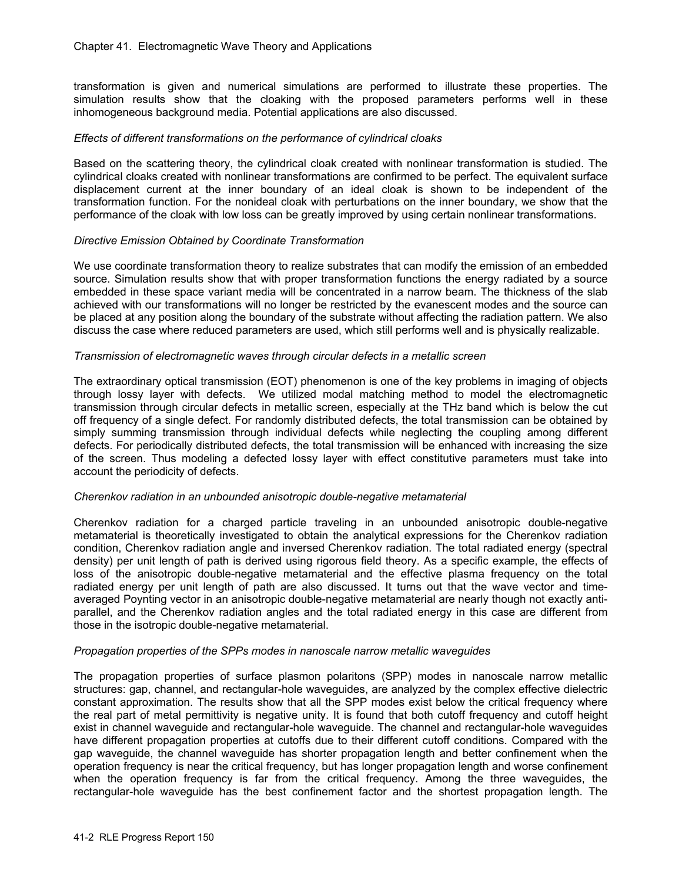transformation is given and numerical simulations are performed to illustrate these properties. The simulation results show that the cloaking with the proposed parameters performs well in these inhomogeneous background media. Potential applications are also discussed.

*Effects of different transformations on the performance of cylindrical cloaks*

Based on the scattering theory, the cylindrical cloak created with nonlinear transformation is studied. The cylindrical cloaks created with nonlinear transformations are confirmed to be perfect. The equivalent surface displacement current at the inner boundary of an ideal cloak is shown to be independent of the transformation function. For the nonideal cloak with perturbations on the inner boundary, we show that the performance of the cloak with low loss can be greatly improved by using certain nonlinear transformations.

*Directive Emission Obtained by Coordinate Transformation*

We use coordinate transformation theory to realize substrates that can modify the emission of an embedded source. Simulation results show that with proper transformation functions the energy radiated by a source embedded in these space variant media will be concentrated in a narrow beam. The thickness of the slab achieved with our transformations will no longer be restricted by the evanescent modes and the source can be placed at any position along the boundary of the substrate without affecting the radiation pattern. We also discuss the case where reduced parameters are used, which still performs well and is physically realizable.

*Transmission of electromagnetic waves through circular defects in a metallic screen*

The extraordinary optical transmission (EOT) phenomenon is one of the key problems in imaging of objects through lossy layer with defects. We utilized modal matching method to model the electromagnetic transmission through circular defects in metallic screen, especially at the THz band which is below the cut off frequency of a single defect. For randomly distributed defects, the total transmission can be obtained by simply summing transmission through individual defects while neglecting the coupling among different defects. For periodically distributed defects, the total transmission will be enhanced with increasing the size of the screen. Thus modeling a defected lossy layer with effect constitutive parameters must take into account the periodicity of defects.

*Cherenkov radiation in an unbounded anisotropic double-negative metamaterial*

Cherenkov radiation for a charged particle traveling in an unbounded anisotropic double-negative metamaterial is theoretically investigated to obtain the analytical expressions for the Cherenkov radiation condition, Cherenkov radiation angle and inversed Cherenkov radiation. The total radiated energy (spectral density) per unit length of path is derived using rigorous field theory. As a specific example, the effects of loss of the anisotropic double-negative metamaterial and the effective plasma frequency on the total radiated energy per unit length of path are also discussed. It turns out that the wave vector and time-averaged Poynting vector in an anisotropic double-negative metamaterial are nearly though not exactly anti-parallel, and the Cherenkov radiation angles and the total radiated energy in this case are different from those in the isotropic double-negative metamaterial.

*Propagation properties of the SPPs modes in nanoscale narrow metallic waveguides*

The propagation properties of surface plasmon polaritons (SPP) modes in nanoscale narrow metallic structures: gap, channel, and rectangular-hole waveguides, are analyzed by the complex effective dielectric constant approximation. The results show that all the SPP modes exist below the critical frequency where the real part of metal permittivity is negative unity. It is found that both cutoff frequency and cutoff height exist in channel waveguide and rectangular-hole waveguide. The channel and rectangular-hole waveguides have different propagation properties at cutoffs due to their different cutoff conditions. Compared with the gap waveguide, the channel waveguide has shorter propagation length and better confinement when the operation frequency is near the critical frequency, but has longer propagation length and worse confinement when the operation frequency is far from the critical frequency. Among the three waveguides, the rectangular-hole waveguide has the best confinement factor and the shortest propagation length. The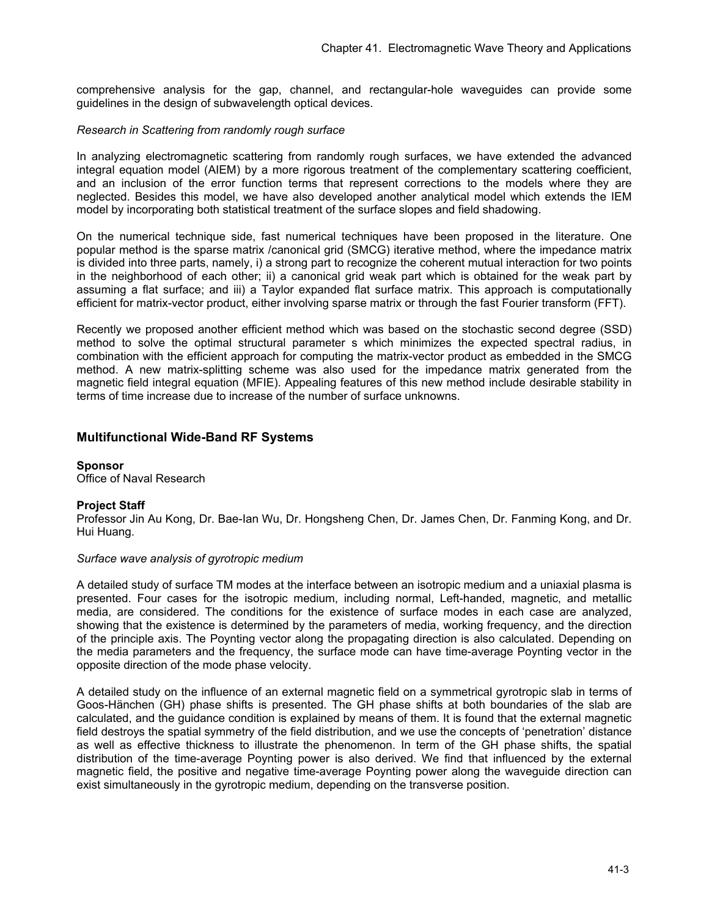comprehensive analysis for the gap, channel, and rectangular-hole waveguides can provide some guidelines in the design of subwavelength optical devices.

*Research in Scattering from randomly rough surface*

In analyzing electromagnetic scattering from randomly rough surfaces, we have extended the advanced integral equation model (AIEM) by a more rigorous treatment of the complementary scattering coefficient, and an inclusion of the error function terms that represent corrections to the models where they are neglected. Besides this model, we have also developed another analytical model which extends the IEM model by incorporating both statistical treatment of the surface slopes and field shadowing.

On the numerical technique side, fast numerical techniques have been proposed in the literature. One popular method is the sparse matrix /canonical grid (SMCG) iterative method, where the impedance matrix is divided into three parts, namely, i) a strong part to recognize the coherent mutual interaction for two points in the neighborhood of each other; ii) a canonical grid weak part which is obtained for the weak part by assuming a flat surface; and iii) a Taylor expanded flat surface matrix. This approach is computationally efficient for matrix-vector product, either involving sparse matrix or through the fast Fourier transform (FFT).

Recently we proposed another efficient method which was based on the stochastic second degree (SSD) method to solve the optimal structural parameter s which minimizes the expected spectral radius, in combination with the efficient approach for computing the matrix-vector product as embedded in the SMCG method. A new matrix-splitting scheme was also used for the impedance matrix generated from the magnetic field integral equation (MFIE). Appealing features of this new method include desirable stability in terms of time increase due to increase of the number of surface unknowns.

## Multifunctional Wide-Band RF Systems

**Sponsor**
Office of Naval Research

**Project Staff**
Professor Jin Au Kong, Dr. Bae-Ian Wu, Dr. Hongsheng Chen, Dr. James Chen, Dr. Fanming Kong, and Dr. Hui Huang.

*Surface wave analysis of gyrotropic medium*

A detailed study of surface TM modes at the interface between an isotropic medium and a uniaxial plasma is presented. Four cases for the isotropic medium, including normal, Left-handed, magnetic, and metallic media, are considered. The conditions for the existence of surface modes in each case are analyzed, showing that the existence is determined by the parameters of media, working frequency, and the direction of the principle axis. The Poynting vector along the propagating direction is also calculated. Depending on the media parameters and the frequency, the surface mode can have time-average Poynting vector in the opposite direction of the mode phase velocity.

A detailed study on the influence of an external magnetic field on a symmetrical gyrotropic slab in terms of Goos-Hänchen (GH) phase shifts is presented. The GH phase shifts at both boundaries of the slab are calculated, and the guidance condition is explained by means of them. It is found that the external magnetic field destroys the spatial symmetry of the field distribution, and we use the concepts of 'penetration' distance as well as effective thickness to illustrate the phenomenon. In term of the GH phase shifts, the spatial distribution of the time-average Poynting power is also derived. We find that influenced by the external magnetic field, the positive and negative time-average Poynting power along the waveguide direction can exist simultaneously in the gyrotropic medium, depending on the transverse position.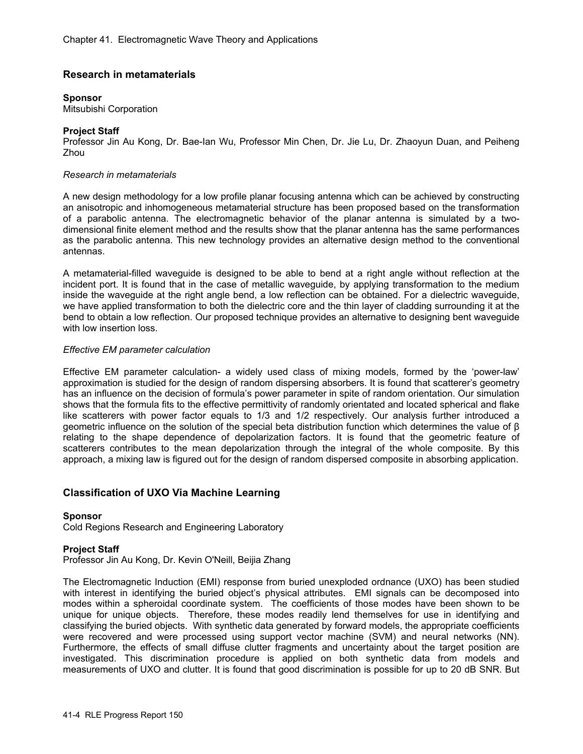## Research in metamaterials

**Sponsor**
Mitsubishi Corporation

**Project Staff**
Professor Jin Au Kong, Dr. Bae-Ian Wu, Professor Min Chen, Dr. Jie Lu, Dr. Zhaoyun Duan, and Peiheng Zhou

*Research in metamaterials*

A new design methodology for a low profile planar focusing antenna which can be achieved by constructing an anisotropic and inhomogeneous metamaterial structure has been proposed based on the transformation of a parabolic antenna. The electromagnetic behavior of the planar antenna is simulated by a two-dimensional finite element method and the results show that the planar antenna has the same performances as the parabolic antenna. This new technology provides an alternative design method to the conventional antennas.

A metamaterial-filled waveguide is designed to be able to bend at a right angle without reflection at the incident port. It is found that in the case of metallic waveguide, by applying transformation to the medium inside the waveguide at the right angle bend, a low reflection can be obtained. For a dielectric waveguide, we have applied transformation to both the dielectric core and the thin layer of cladding surrounding it at the bend to obtain a low reflection. Our proposed technique provides an alternative to designing bent waveguide with low insertion loss.

*Effective EM parameter calculation*

Effective EM parameter calculation- a widely used class of mixing models, formed by the 'power-law' approximation is studied for the design of random dispersing absorbers. It is found that scatterer's geometry has an influence on the decision of formula's power parameter in spite of random orientation. Our simulation shows that the formula fits to the effective permittivity of randomly orientated and located spherical and flake like scatterers with power factor equals to 1/3 and 1/2 respectively. Our analysis further introduced a geometric influence on the solution of the special beta distribution function which determines the value of $\beta$ relating to the shape dependence of depolarization factors. It is found that the geometric feature of scatterers contributes to the mean depolarization through the integral of the whole composite. By this approach, a mixing law is figured out for the design of random dispersed composite in absorbing application.

## Classification of UXO Via Machine Learning

**Sponsor**
Cold Regions Research and Engineering Laboratory

**Project Staff**
Professor Jin Au Kong, Dr. Kevin O'Neill, Beijia Zhang

The Electromagnetic Induction (EMI) response from buried unexploded ordnance (UXO) has been studied with interest in identifying the buried object's physical attributes. EMI signals can be decomposed into modes within a spheroidal coordinate system. The coefficients of those modes have been shown to be unique for unique objects. Therefore, these modes readily lend themselves for use in identifying and classifying the buried objects. With synthetic data generated by forward models, the appropriate coefficients were recovered and were processed using support vector machine (SVM) and neural networks (NN). Furthermore, the effects of small diffuse clutter fragments and uncertainty about the target position are investigated. This discrimination procedure is applied on both synthetic data from models and measurements of UXO and clutter. It is found that good discrimination is possible for up to 20 dB SNR. But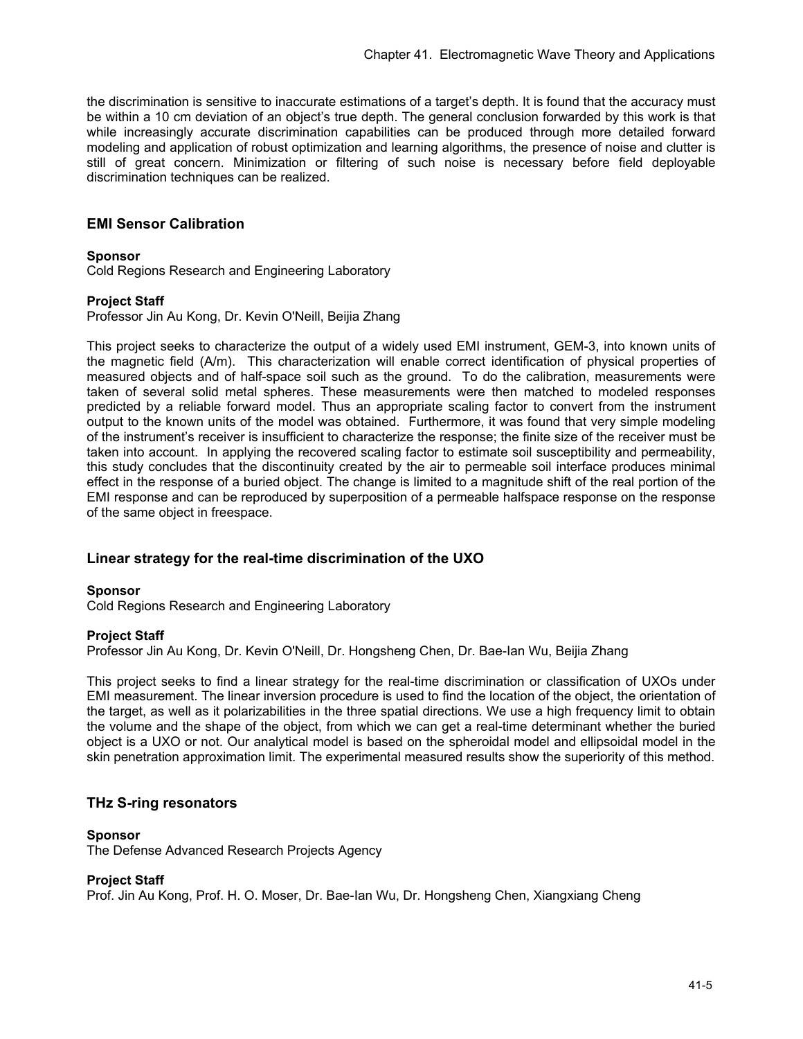the discrimination is sensitive to inaccurate estimations of a target's depth. It is found that the accuracy must be within a 10 cm deviation of an object's true depth. The general conclusion forwarded by this work is that while increasingly accurate discrimination capabilities can be produced through more detailed forward modeling and application of robust optimization and learning algorithms, the presence of noise and clutter is still of great concern. Minimization or filtering of such noise is necessary before field deployable discrimination techniques can be realized.

### EMI Sensor Calibration

**Sponsor**
Cold Regions Research and Engineering Laboratory

**Project Staff**
Professor Jin Au Kong, Dr. Kevin O'Neill, Beijia Zhang

This project seeks to characterize the output of a widely used EMI instrument, GEM-3, into known units of the magnetic field (A/m). This characterization will enable correct identification of physical properties of measured objects and of half-space soil such as the ground. To do the calibration, measurements were taken of several solid metal spheres. These measurements were then matched to modeled responses predicted by a reliable forward model. Thus an appropriate scaling factor to convert from the instrument output to the known units of the model was obtained. Furthermore, it was found that very simple modeling of the instrument's receiver is insufficient to characterize the response; the finite size of the receiver must be taken into account. In applying the recovered scaling factor to estimate soil susceptibility and permeability, this study concludes that the discontinuity created by the air to permeable soil interface produces minimal effect in the response of a buried object. The change is limited to a magnitude shift of the real portion of the EMI response and can be reproduced by superposition of a permeable halfspace response on the response of the same object in freespace.

### Linear strategy for the real-time discrimination of the UXO

**Sponsor**
Cold Regions Research and Engineering Laboratory

**Project Staff**
Professor Jin Au Kong, Dr. Kevin O'Neill, Dr. Hongsheng Chen, Dr. Bae-Ian Wu, Beijia Zhang

This project seeks to find a linear strategy for the real-time discrimination or classification of UXOs under EMI measurement. The linear inversion procedure is used to find the location of the object, the orientation of the target, as well as it polarizabilities in the three spatial directions. We use a high frequency limit to obtain the volume and the shape of the object, from which we can get a real-time determinant whether the buried object is a UXO or not. Our analytical model is based on the spheroidal model and ellipsoidal model in the skin penetration approximation limit. The experimental measured results show the superiority of this method.

### THz S-ring resonators

**Sponsor**
The Defense Advanced Research Projects Agency

**Project Staff**
Prof. Jin Au Kong, Prof. H. O. Moser, Dr. Bae-Ian Wu, Dr. Hongsheng Chen, Xiangxiang Cheng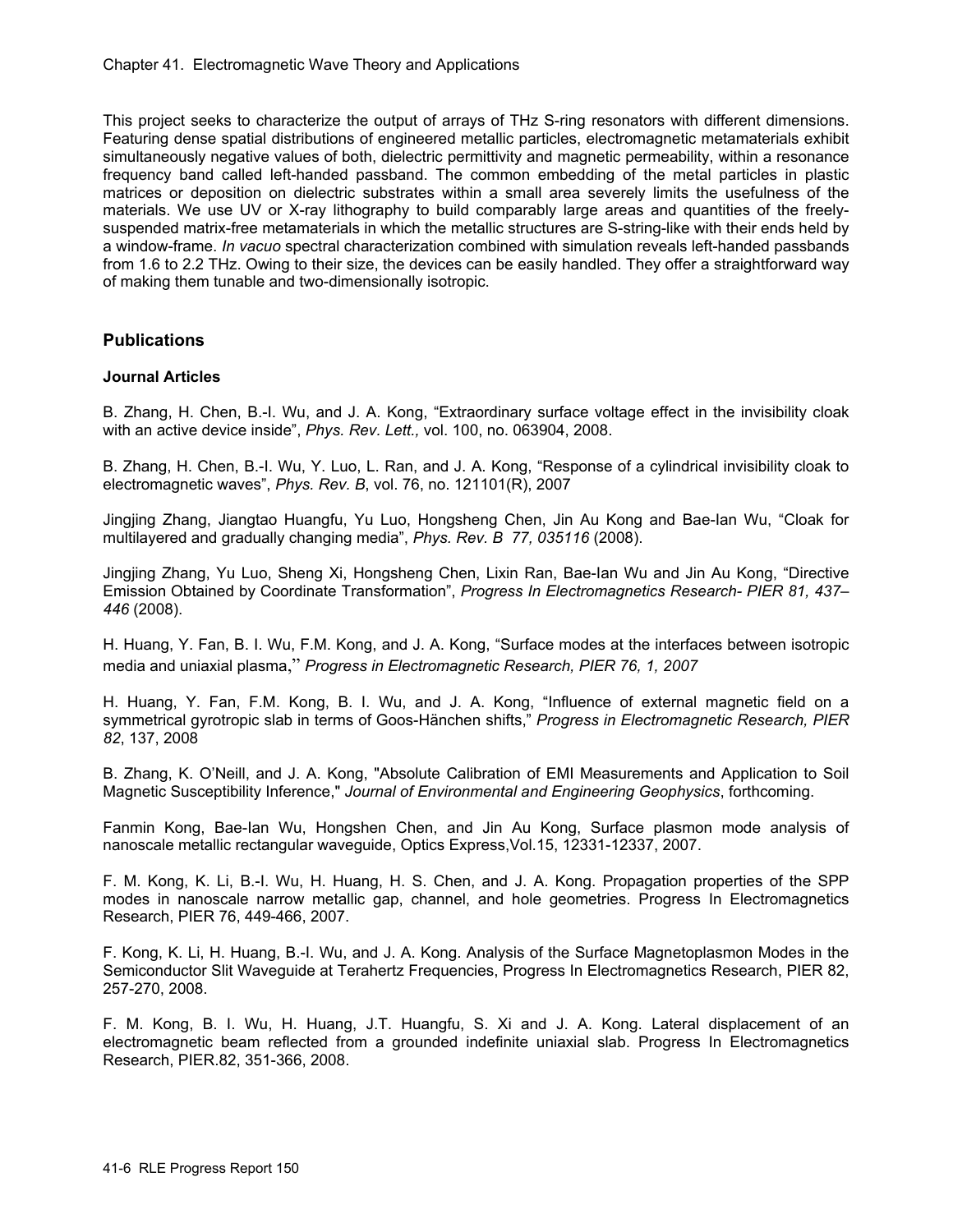This project seeks to characterize the output of arrays of THz S-ring resonators with different dimensions. Featuring dense spatial distributions of engineered metallic particles, electromagnetic metamaterials exhibit simultaneously negative values of both, dielectric permittivity and magnetic permeability, within a resonance frequency band called left-handed passband. The common embedding of the metal particles in plastic matrices or deposition on dielectric substrates within a small area severely limits the usefulness of the materials. We use UV or X-ray lithography to build comparably large areas and quantities of the freely-suspended matrix-free metamaterials in which the metallic structures are S-string-like with their ends held by a window-frame. *In vacuo* spectral characterization combined with simulation reveals left-handed passbands from 1.6 to 2.2 THz. Owing to their size, the devices can be easily handled. They offer a straightforward way of making them tunable and two-dimensionally isotropic.

## Publications

### Journal Articles

B. Zhang, H. Chen, B.-I. Wu, and J. A. Kong, "Extraordinary surface voltage effect in the invisibility cloak with an active device inside", *Phys. Rev. Lett.,* vol. 100, no. 063904, 2008.

B. Zhang, H. Chen, B.-I. Wu, Y. Luo, L. Ran, and J. A. Kong, "Response of a cylindrical invisibility cloak to electromagnetic waves", *Phys. Rev. B*, vol. 76, no. 121101(R), 2007

Jingjing Zhang, Jiangtao Huangfu, Yu Luo, Hongsheng Chen, Jin Au Kong and Bae-Ian Wu, "Cloak for multilayered and gradually changing media", *Phys. Rev. B 77, 035116* (2008).

Jingjing Zhang, Yu Luo, Sheng Xi, Hongsheng Chen, Lixin Ran, Bae-Ian Wu and Jin Au Kong, "Directive Emission Obtained by Coordinate Transformation", *Progress In Electromagnetics Research- PIER 81, 437–446* (2008).

H. Huang, Y. Fan, B. I. Wu, F.M. Kong, and J. A. Kong, "Surface modes at the interfaces between isotropic media and uniaxial plasma," *Progress in Electromagnetic Research, PIER 76, 1, 2007*

H. Huang, Y. Fan, F.M. Kong, B. I. Wu, and J. A. Kong, "Influence of external magnetic field on a symmetrical gyrotropic slab in terms of Goos-Hänchen shifts," *Progress in Electromagnetic Research, PIER 82*, 137, 2008

B. Zhang, K. O'Neill, and J. A. Kong, "Absolute Calibration of EMI Measurements and Application to Soil Magnetic Susceptibility Inference," *Journal of Environmental and Engineering Geophysics*, forthcoming.

Fanmin Kong, Bae-Ian Wu, Hongshen Chen, and Jin Au Kong, Surface plasmon mode analysis of nanoscale metallic rectangular waveguide, Optics Express,Vol.15, 12331-12337, 2007.

F. M. Kong, K. Li, B.-I. Wu, H. Huang, H. S. Chen, and J. A. Kong. Propagation properties of the SPP modes in nanoscale narrow metallic gap, channel, and hole geometries. Progress In Electromagnetics Research, PIER 76, 449-466, 2007.

F. Kong, K. Li, H. Huang, B.-I. Wu, and J. A. Kong. Analysis of the Surface Magnetoplasmon Modes in the Semiconductor Slit Waveguide at Terahertz Frequencies, Progress In Electromagnetics Research, PIER 82, 257-270, 2008.

F. M. Kong, B. I. Wu, H. Huang, J.T. Huangfu, S. Xi and J. A. Kong. Lateral displacement of an electromagnetic beam reflected from a grounded indefinite uniaxial slab. Progress In Electromagnetics Research, PIER.82, 351-366, 2008.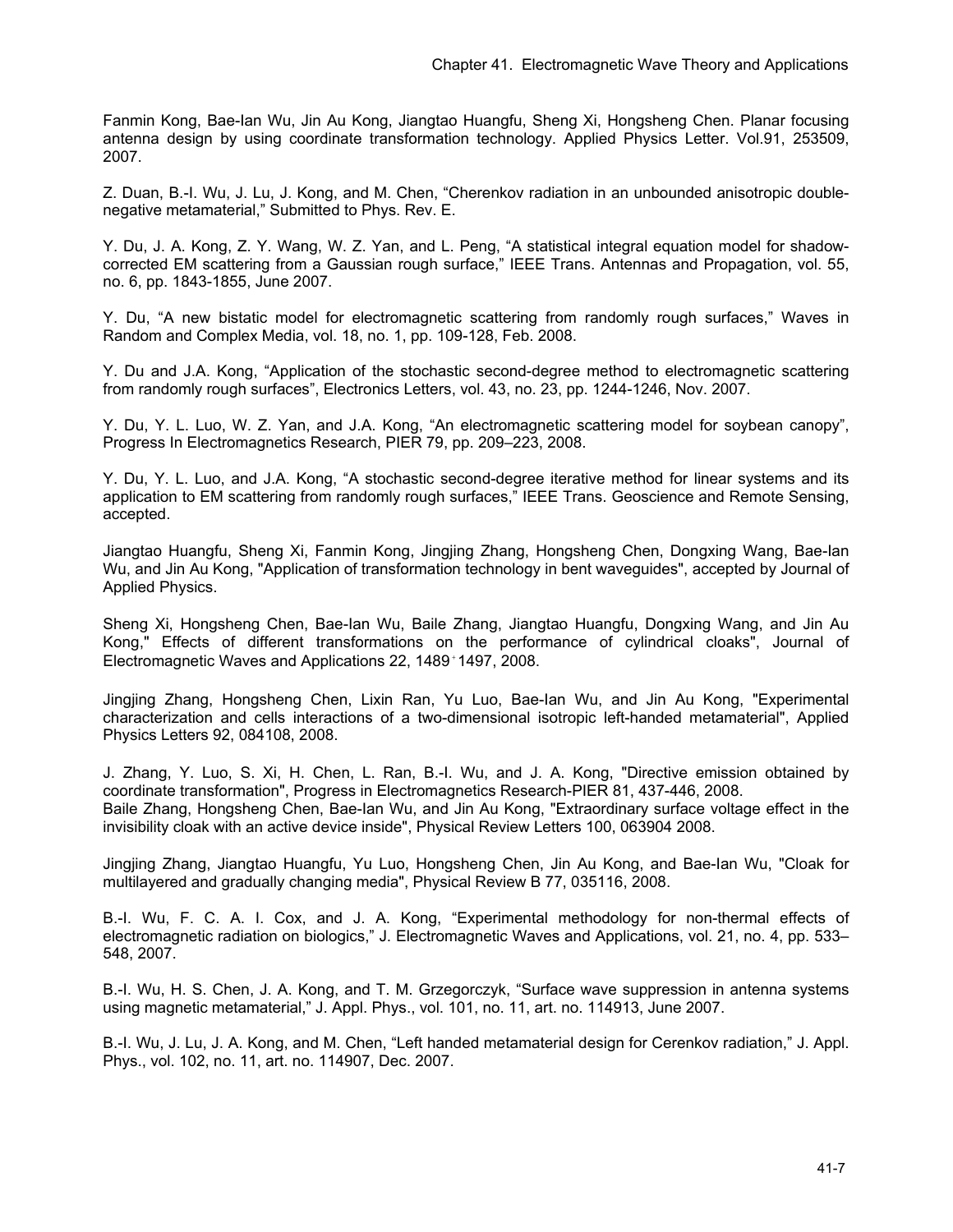Fanmin Kong, Bae-Ian Wu, Jin Au Kong, Jiangtao Huangfu, Sheng Xi, Hongsheng Chen. Planar focusing antenna design by using coordinate transformation technology. Applied Physics Letter. Vol.91, 253509, 2007.

Z. Duan, B.-I. Wu, J. Lu, J. Kong, and M. Chen, “Cherenkov radiation in an unbounded anisotropic double-negative metamaterial,” Submitted to Phys. Rev. E.

Y. Du, J. A. Kong, Z. Y. Wang, W. Z. Yan, and L. Peng, “A statistical integral equation model for shadow-corrected EM scattering from a Gaussian rough surface,” IEEE Trans. Antennas and Propagation, vol. 55, no. 6, pp. 1843-1855, June 2007.

Y. Du, “A new bistatic model for electromagnetic scattering from randomly rough surfaces,” Waves in Random and Complex Media, vol. 18, no. 1, pp. 109-128, Feb. 2008.

Y. Du and J.A. Kong, “Application of the stochastic second-degree method to electromagnetic scattering from randomly rough surfaces”, Electronics Letters, vol. 43, no. 23, pp. 1244-1246, Nov. 2007.

Y. Du, Y. L. Luo, W. Z. Yan, and J.A. Kong, “An electromagnetic scattering model for soybean canopy”, Progress In Electromagnetics Research, PIER 79, pp. 209–223, 2008.

Y. Du, Y. L. Luo, and J.A. Kong, “A stochastic second-degree iterative method for linear systems and its application to EM scattering from randomly rough surfaces,” IEEE Trans. Geoscience and Remote Sensing, accepted.

Jiangtao Huangfu, Sheng Xi, Fanmin Kong, Jingjing Zhang, Hongsheng Chen, Dongxing Wang, Bae-Ian Wu, and Jin Au Kong, "Application of transformation technology in bent waveguides", accepted by Journal of Applied Physics.

Sheng Xi, Hongsheng Chen, Bae-Ian Wu, Baile Zhang, Jiangtao Huangfu, Dongxing Wang, and Jin Au Kong," Effects of different transformations on the performance of cylindrical cloaks", Journal of Electromagnetic Waves and Applications 22, 1489-1497, 2008.

Jingjing Zhang, Hongsheng Chen, Lixin Ran, Yu Luo, Bae-Ian Wu, and Jin Au Kong, "Experimental characterization and cells interactions of a two-dimensional isotropic left-handed metamaterial", Applied Physics Letters 92, 084108, 2008.

J. Zhang, Y. Luo, S. Xi, H. Chen, L. Ran, B.-I. Wu, and J. A. Kong, "Directive emission obtained by coordinate transformation", Progress in Electromagnetics Research-PIER 81, 437-446, 2008.
Baile Zhang, Hongsheng Chen, Bae-Ian Wu, and Jin Au Kong, "Extraordinary surface voltage effect in the invisibility cloak with an active device inside", Physical Review Letters 100, 063904 2008.

Jingjing Zhang, Jiangtao Huangfu, Yu Luo, Hongsheng Chen, Jin Au Kong, and Bae-Ian Wu, "Cloak for multilayered and gradually changing media", Physical Review B 77, 035116, 2008.

B.-I. Wu, F. C. A. I. Cox, and J. A. Kong, “Experimental methodology for non-thermal effects of electromagnetic radiation on biologics,” J. Electromagnetic Waves and Applications, vol. 21, no. 4, pp. 533–548, 2007.

B.-I. Wu, H. S. Chen, J. A. Kong, and T. M. Grzegorczyk, “Surface wave suppression in antenna systems using magnetic metamaterial,” J. Appl. Phys., vol. 101, no. 11, art. no. 114913, June 2007.

B.-I. Wu, J. Lu, J. A. Kong, and M. Chen, “Left handed metamaterial design for Cerenkov radiation,” J. Appl. Phys., vol. 102, no. 11, art. no. 114907, Dec. 2007.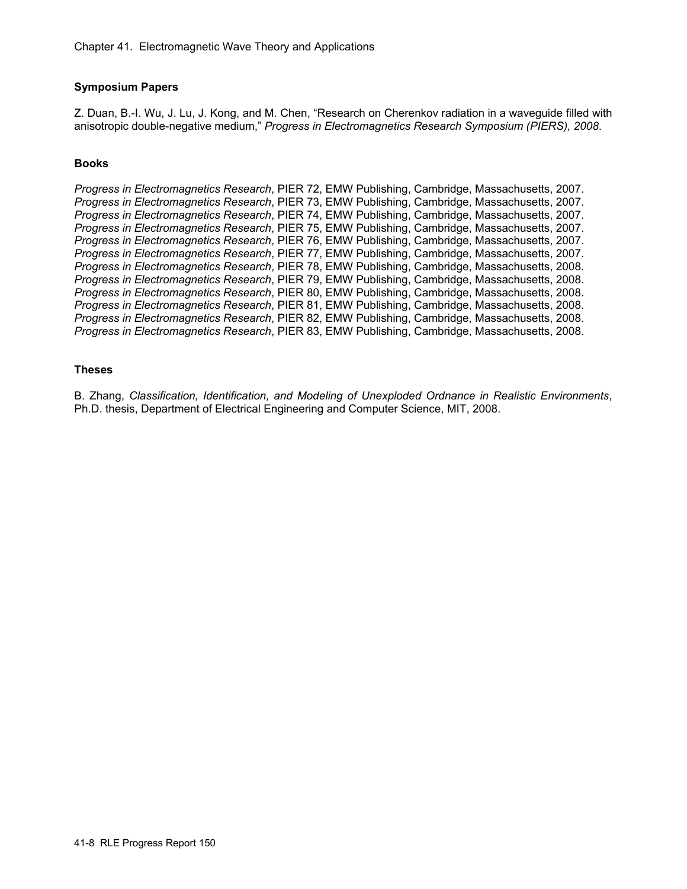### Symposium Papers

Z. Duan, B.-I. Wu, J. Lu, J. Kong, and M. Chen, "Research on Cherenkov radiation in a waveguide filled with anisotropic double-negative medium," *Progress in Electromagnetics Research Symposium (PIERS), 2008*.

### Books

*Progress in Electromagnetics Research*, PIER 72, EMW Publishing, Cambridge, Massachusetts, 2007.
*Progress in Electromagnetics Research*, PIER 73, EMW Publishing, Cambridge, Massachusetts, 2007.
*Progress in Electromagnetics Research*, PIER 74, EMW Publishing, Cambridge, Massachusetts, 2007.
*Progress in Electromagnetics Research*, PIER 75, EMW Publishing, Cambridge, Massachusetts, 2007.
*Progress in Electromagnetics Research*, PIER 76, EMW Publishing, Cambridge, Massachusetts, 2007.
*Progress in Electromagnetics Research*, PIER 77, EMW Publishing, Cambridge, Massachusetts, 2007.
*Progress in Electromagnetics Research*, PIER 78, EMW Publishing, Cambridge, Massachusetts, 2008.
*Progress in Electromagnetics Research*, PIER 79, EMW Publishing, Cambridge, Massachusetts, 2008.
*Progress in Electromagnetics Research*, PIER 80, EMW Publishing, Cambridge, Massachusetts, 2008.
*Progress in Electromagnetics Research*, PIER 81, EMW Publishing, Cambridge, Massachusetts, 2008.
*Progress in Electromagnetics Research*, PIER 82, EMW Publishing, Cambridge, Massachusetts, 2008.
*Progress in Electromagnetics Research*, PIER 83, EMW Publishing, Cambridge, Massachusetts, 2008.

### Theses

B. Zhang, *Classification, Identification, and Modeling of Unexploded Ordnance in Realistic Environments*, Ph.D. thesis, Department of Electrical Engineering and Computer Science, MIT, 2008.